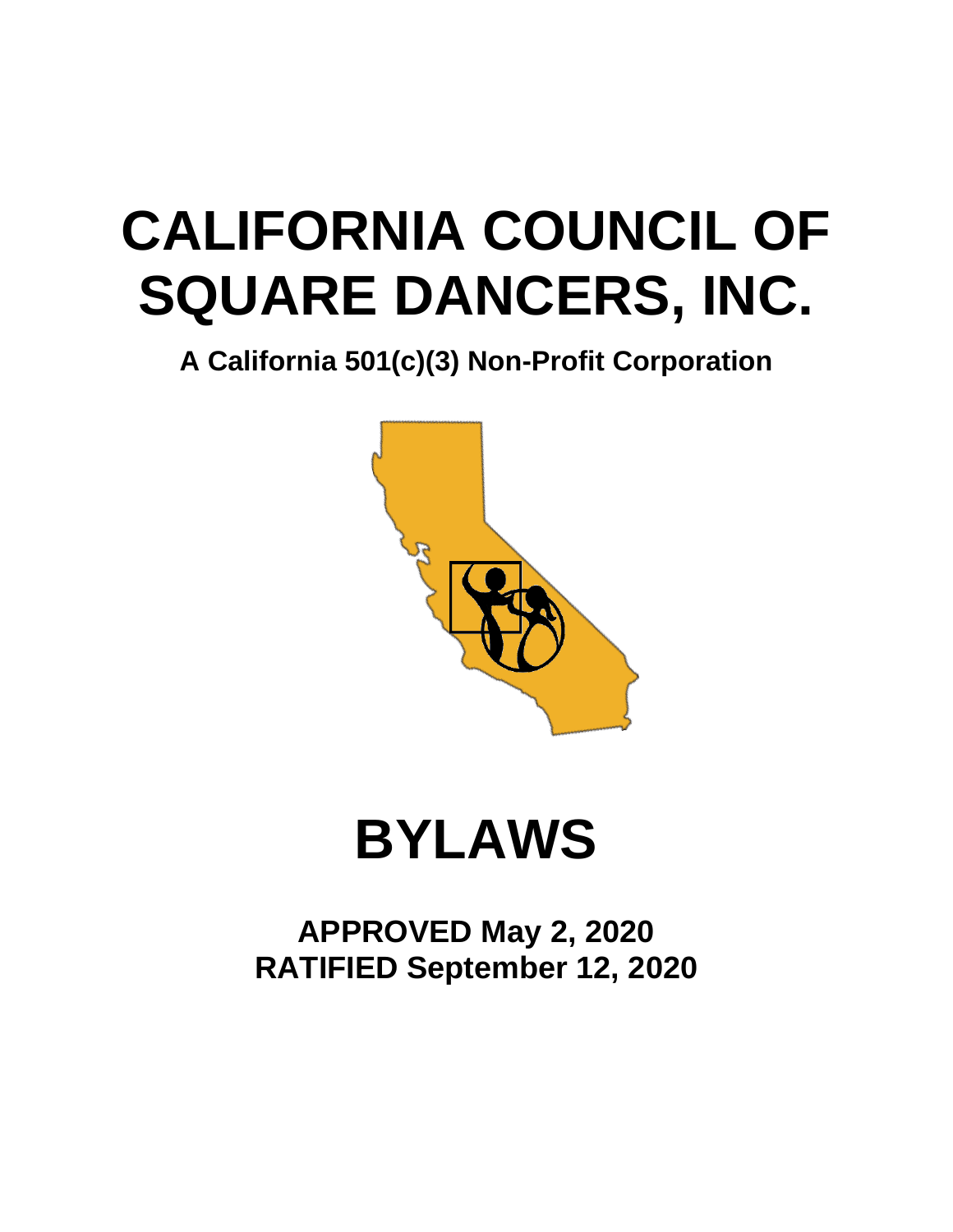# CALIFORNIA COUNCIL OF SQUARE DANCERS, INC.

**A California 501(c)(3) Non-Profit Corporation**

# BYLAWS

**APPROVED May 2, 2020**
**RATIFIED September 12, 2020**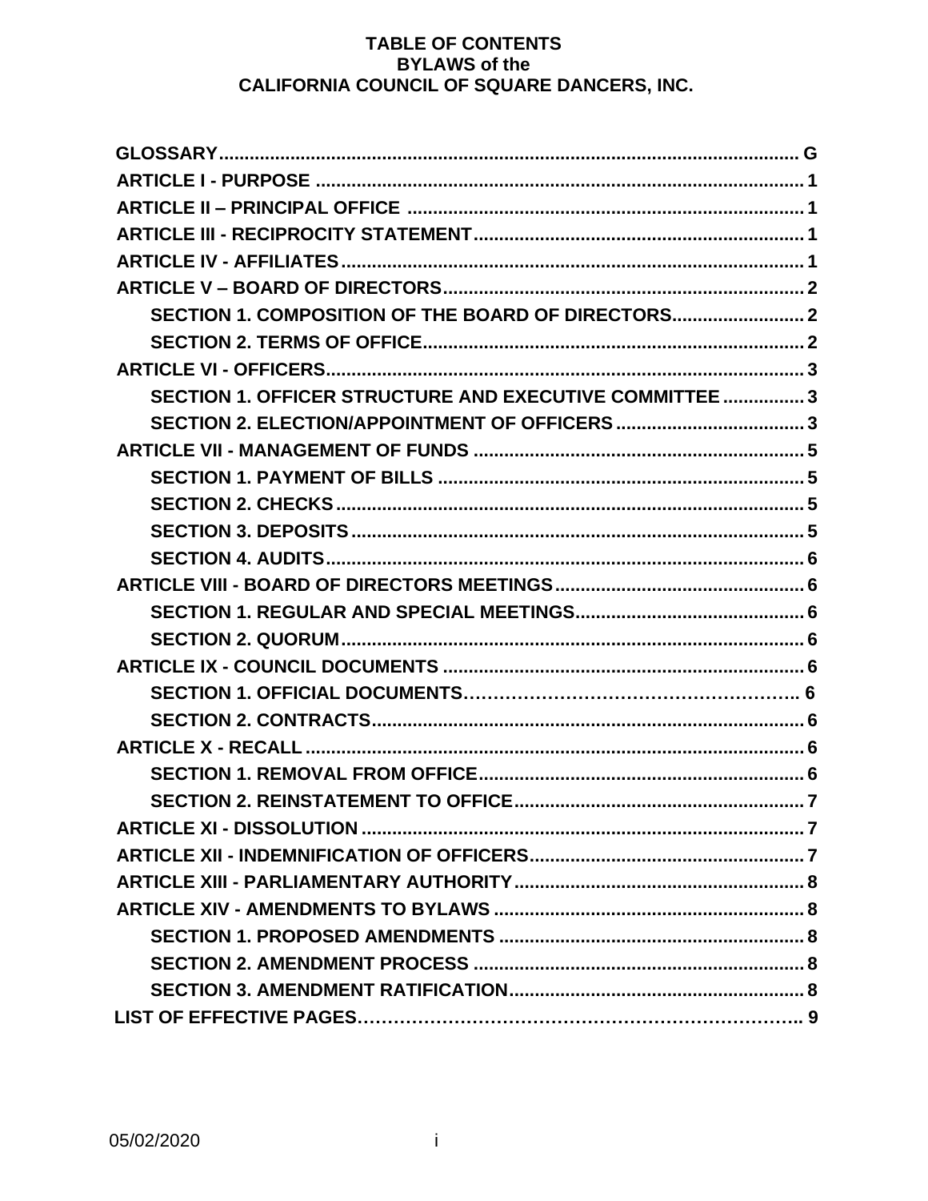# TABLE OF CONTENTS
## BYLAWS of the
## CALIFORNIA COUNCIL OF SQUARE DANCERS, INC.

| | |
|---|---|
| **GLOSSARY** | **G** |
| **ARTICLE I - PURPOSE** | **1** |
| **ARTICLE II – PRINCIPAL OFFICE** | **1** |
| **ARTICLE III - RECIPROCITY STATEMENT** | **1** |
| **ARTICLE IV - AFFILIATES** | **1** |
| **ARTICLE V – BOARD OF DIRECTORS** | **2** |
| **SECTION 1. COMPOSITION OF THE BOARD OF DIRECTORS** | **2** |
| **SECTION 2. TERMS OF OFFICE** | **2** |
| **ARTICLE VI - OFFICERS** | **3** |
| **SECTION 1. OFFICER STRUCTURE AND EXECUTIVE COMMITTEE** | **3** |
| **SECTION 2. ELECTION/APPOINTMENT OF OFFICERS** | **3** |
| **ARTICLE VII - MANAGEMENT OF FUNDS** | **5** |
| **SECTION 1. PAYMENT OF BILLS** | **5** |
| **SECTION 2. CHECKS** | **5** |
| **SECTION 3. DEPOSITS** | **5** |
| **SECTION 4. AUDITS** | **6** |
| **ARTICLE VIII - BOARD OF DIRECTORS MEETINGS** | **6** |
| **SECTION 1. REGULAR AND SPECIAL MEETINGS** | **6** |
| **SECTION 2. QUORUM** | **6** |
| **ARTICLE IX - COUNCIL DOCUMENTS** | **6** |
| **SECTION 1. OFFICIAL DOCUMENTS** | **6** |
| **SECTION 2. CONTRACTS** | **6** |
| **ARTICLE X - RECALL** | **6** |
| **SECTION 1. REMOVAL FROM OFFICE** | **6** |
| **SECTION 2. REINSTATEMENT TO OFFICE** | **7** |
| **ARTICLE XI - DISSOLUTION** | **7** |
| **ARTICLE XII - INDEMNIFICATION OF OFFICERS** | **7** |
| **ARTICLE XIII - PARLIAMENTARY AUTHORITY** | **8** |
| **ARTICLE XIV - AMENDMENTS TO BYLAWS** | **8** |
| **SECTION 1. PROPOSED AMENDMENTS** | **8** |
| **SECTION 2. AMENDMENT PROCESS** | **8** |
| **SECTION 3. AMENDMENT RATIFICATION** | **8** |
| **LIST OF EFFECTIVE PAGES** | **9** |

05/02/2020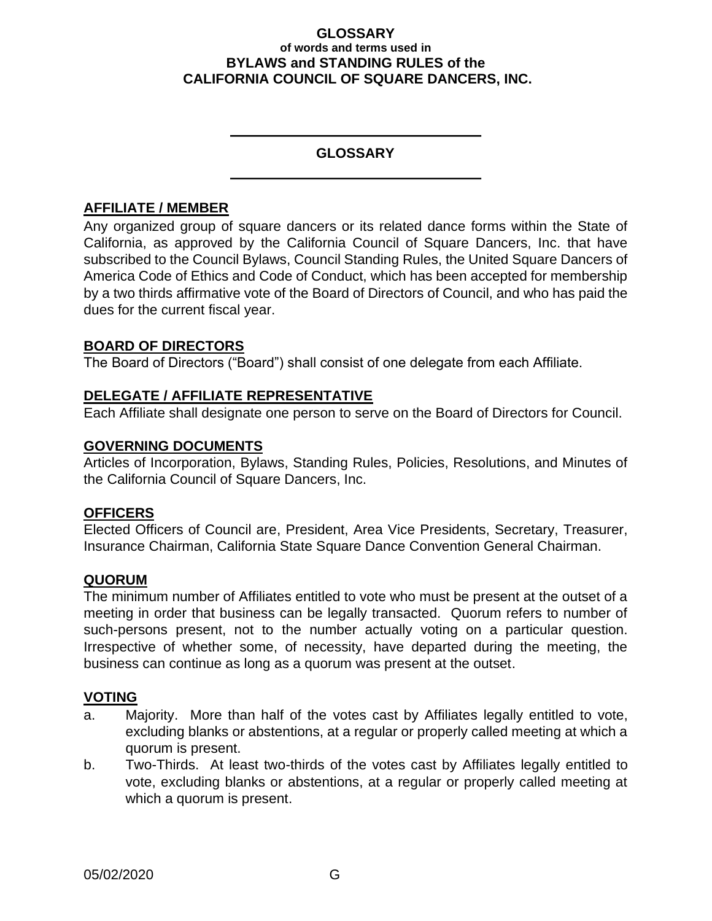# GLOSSARY
### of words and terms used in
## BYLAWS and STANDING RULES of the CALIFORNIA COUNCIL OF SQUARE DANCERS, INC.

---

## GLOSSARY

---

### AFFILIATE / MEMBER

Any organized group of square dancers or its related dance forms within the State of California, as approved by the California Council of Square Dancers, Inc. that have subscribed to the Council Bylaws, Council Standing Rules, the United Square Dancers of America Code of Ethics and Code of Conduct, which has been accepted for membership by a two thirds affirmative vote of the Board of Directors of Council, and who has paid the dues for the current fiscal year.

### BOARD OF DIRECTORS

The Board of Directors ("Board") shall consist of one delegate from each Affiliate.

### DELEGATE / AFFILIATE REPRESENTATIVE

Each Affiliate shall designate one person to serve on the Board of Directors for Council.

### GOVERNING DOCUMENTS

Articles of Incorporation, Bylaws, Standing Rules, Policies, Resolutions, and Minutes of the California Council of Square Dancers, Inc.

### OFFICERS

Elected Officers of Council are, President, Area Vice Presidents, Secretary, Treasurer, Insurance Chairman, California State Square Dance Convention General Chairman.

### QUORUM

The minimum number of Affiliates entitled to vote who must be present at the outset of a meeting in order that business can be legally transacted. Quorum refers to number of such-persons present, not to the number actually voting on a particular question. Irrespective of whether some, of necessity, have departed during the meeting, the business can continue as long as a quorum was present at the outset.

### VOTING

a. Majority. More than half of the votes cast by Affiliates legally entitled to vote, excluding blanks or abstentions, at a regular or properly called meeting at which a quorum is present.

b. Two-Thirds. At least two-thirds of the votes cast by Affiliates legally entitled to vote, excluding blanks or abstentions, at a regular or properly called meeting at which a quorum is present.

05/02/2020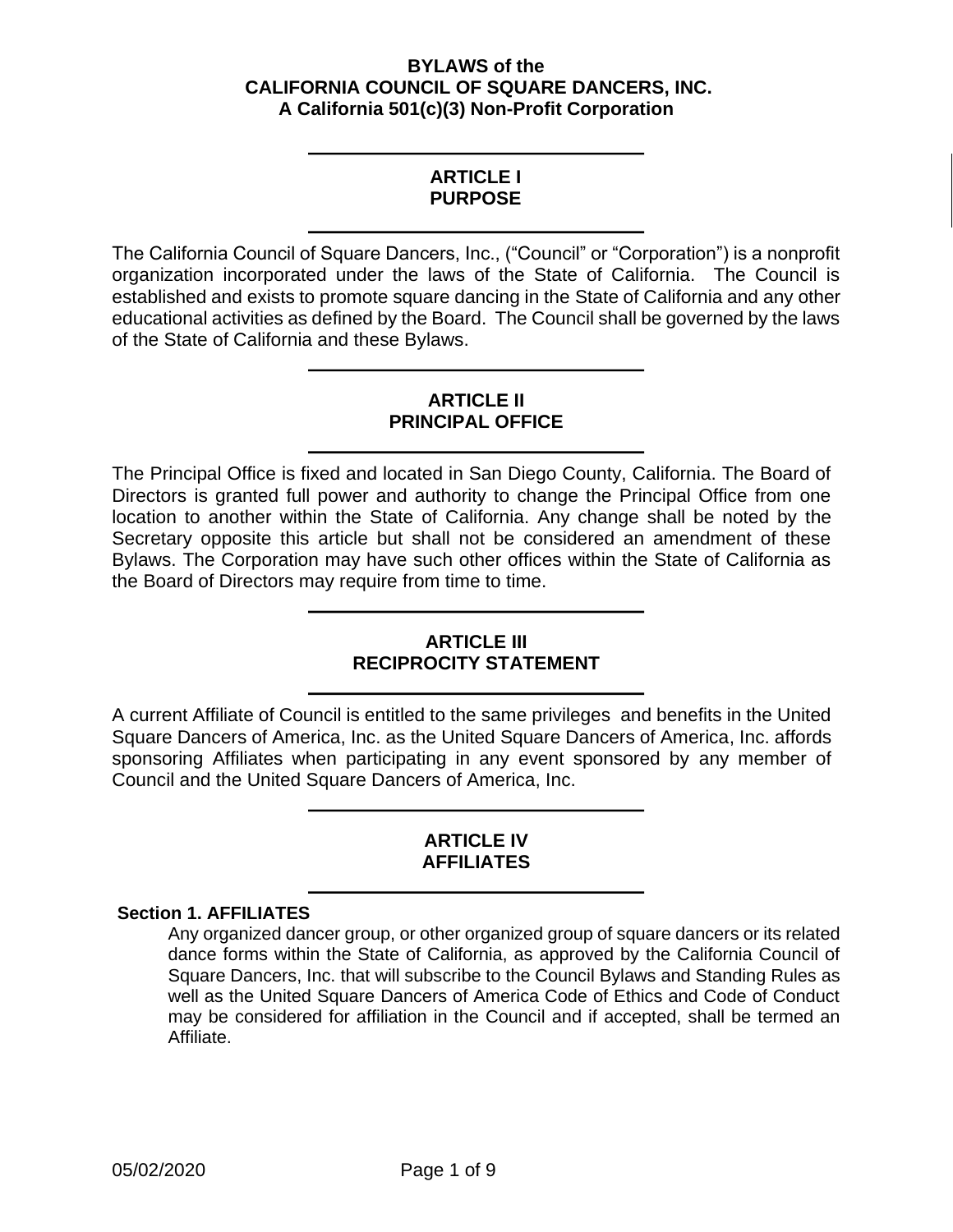# BYLAWS of the CALIFORNIA COUNCIL OF SQUARE DANCERS, INC.
## A California 501(c)(3) Non-Profit Corporation

---

## ARTICLE I
## PURPOSE

---

The California Council of Square Dancers, Inc., ("Council" or "Corporation") is a nonprofit organization incorporated under the laws of the State of California. The Council is established and exists to promote square dancing in the State of California and any other educational activities as defined by the Board. The Council shall be governed by the laws of the State of California and these Bylaws.

---

## ARTICLE II
## PRINCIPAL OFFICE

---

The Principal Office is fixed and located in San Diego County, California. The Board of Directors is granted full power and authority to change the Principal Office from one location to another within the State of California. Any change shall be noted by the Secretary opposite this article but shall not be considered an amendment of these Bylaws. The Corporation may have such other offices within the State of California as the Board of Directors may require from time to time.

---

## ARTICLE III
## RECIPROCITY STATEMENT

---

A current Affiliate of Council is entitled to the same privileges and benefits in the United Square Dancers of America, Inc. as the United Square Dancers of America, Inc. affords sponsoring Affiliates when participating in any event sponsored by any member of Council and the United Square Dancers of America, Inc.

---

## ARTICLE IV
## AFFILIATES

---

### Section 1. AFFILIATES

Any organized dancer group, or other organized group of square dancers or its related dance forms within the State of California, as approved by the California Council of Square Dancers, Inc. that will subscribe to the Council Bylaws and Standing Rules as well as the United Square Dancers of America Code of Ethics and Code of Conduct may be considered for affiliation in the Council and if accepted, shall be termed an Affiliate.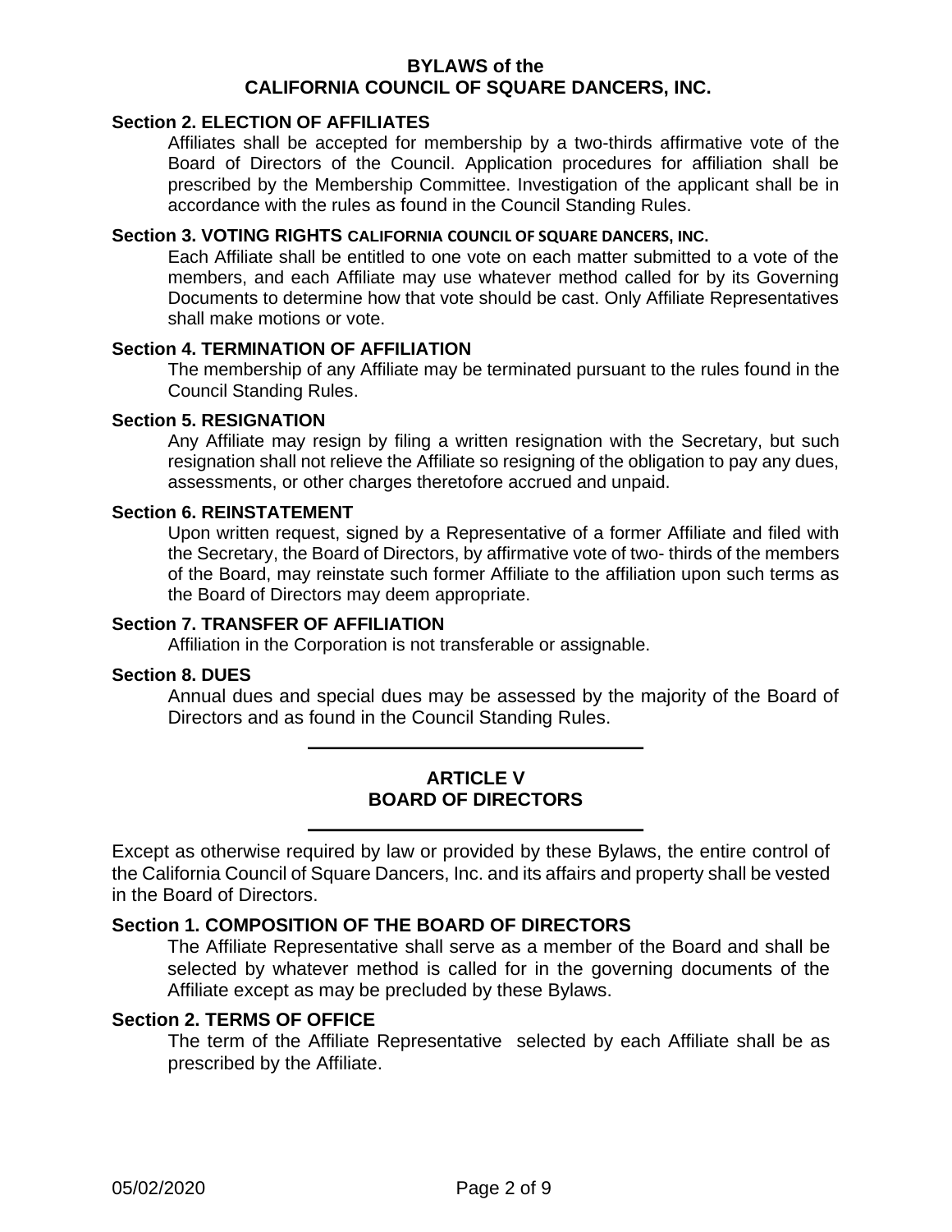### Section 2. ELECTION OF AFFILIATES

Affiliates shall be accepted for membership by a two-thirds affirmative vote of the Board of Directors of the Council. Application procedures for affiliation shall be prescribed by the Membership Committee. Investigation of the applicant shall be in accordance with the rules as found in the Council Standing Rules.

### Section 3. VOTING RIGHTS CALIFORNIA COUNCIL OF SQUARE DANCERS, INC.

Each Affiliate shall be entitled to one vote on each matter submitted to a vote of the members, and each Affiliate may use whatever method called for by its Governing Documents to determine how that vote should be cast. Only Affiliate Representatives shall make motions or vote.

### Section 4. TERMINATION OF AFFILIATION

The membership of any Affiliate may be terminated pursuant to the rules found in the Council Standing Rules.

### Section 5. RESIGNATION

Any Affiliate may resign by filing a written resignation with the Secretary, but such resignation shall not relieve the Affiliate so resigning of the obligation to pay any dues, assessments, or other charges theretofore accrued and unpaid.

### Section 6. REINSTATEMENT

Upon written request, signed by a Representative of a former Affiliate and filed with the Secretary, the Board of Directors, by affirmative vote of two- thirds of the members of the Board, may reinstate such former Affiliate to the affiliation upon such terms as the Board of Directors may deem appropriate.

### Section 7. TRANSFER OF AFFILIATION

Affiliation in the Corporation is not transferable or assignable.

### Section 8. DUES

Annual dues and special dues may be assessed by the majority of the Board of Directors and as found in the Council Standing Rules.

---

## ARTICLE V
## BOARD OF DIRECTORS

---

Except as otherwise required by law or provided by these Bylaws, the entire control of the California Council of Square Dancers, Inc. and its affairs and property shall be vested in the Board of Directors.

### Section 1. COMPOSITION OF THE BOARD OF DIRECTORS

The Affiliate Representative shall serve as a member of the Board and shall be selected by whatever method is called for in the governing documents of the Affiliate except as may be precluded by these Bylaws.

### Section 2. TERMS OF OFFICE

The term of the Affiliate Representative selected by each Affiliate shall be as prescribed by the Affiliate.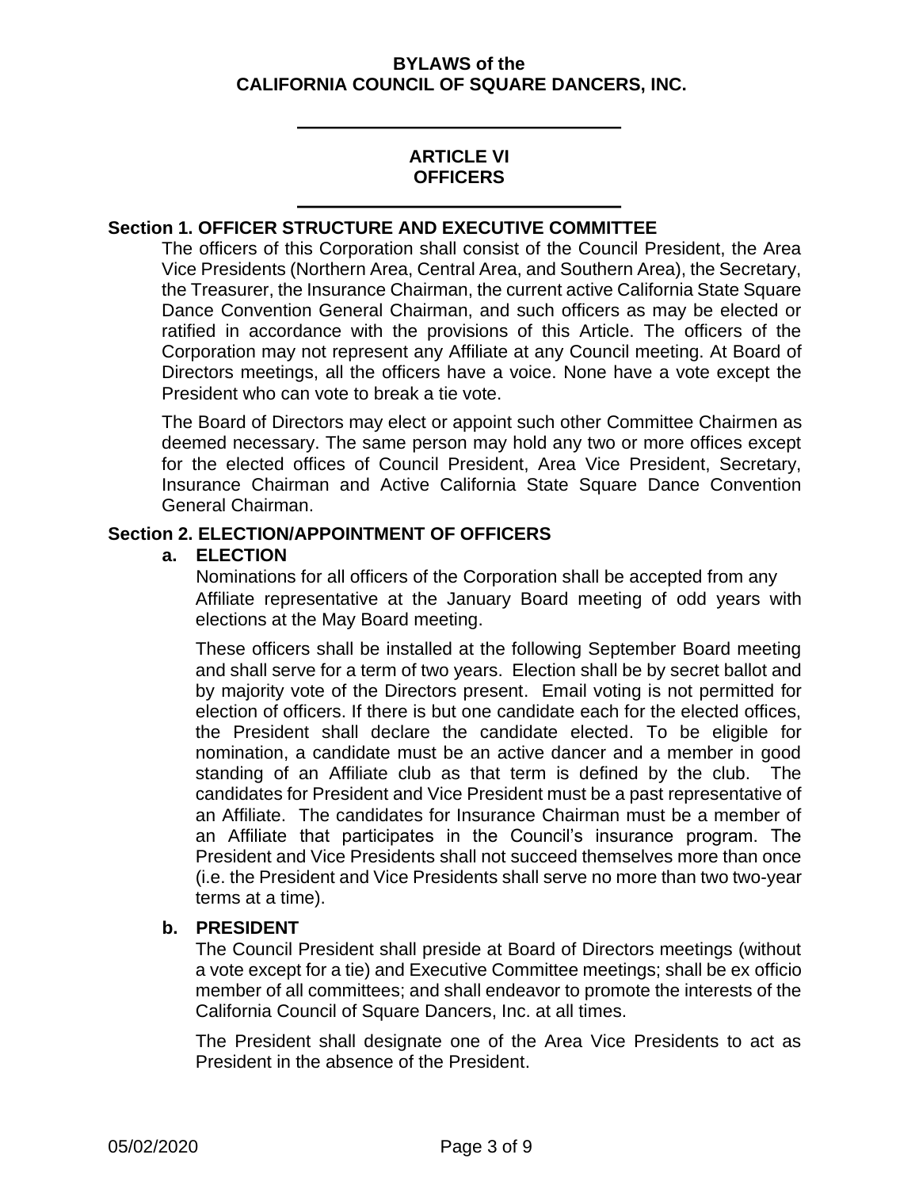## ARTICLE VI
## OFFICERS

### Section 1. OFFICER STRUCTURE AND EXECUTIVE COMMITTEE

The officers of this Corporation shall consist of the Council President, the Area Vice Presidents (Northern Area, Central Area, and Southern Area), the Secretary, the Treasurer, the Insurance Chairman, the current active California State Square Dance Convention General Chairman, and such officers as may be elected or ratified in accordance with the provisions of this Article. The officers of the Corporation may not represent any Affiliate at any Council meeting. At Board of Directors meetings, all the officers have a voice. None have a vote except the President who can vote to break a tie vote.

The Board of Directors may elect or appoint such other Committee Chairmen as deemed necessary. The same person may hold any two or more offices except for the elected offices of Council President, Area Vice President, Secretary, Insurance Chairman and Active California State Square Dance Convention General Chairman.

### Section 2. ELECTION/APPOINTMENT OF OFFICERS

**a. ELECTION**

Nominations for all officers of the Corporation shall be accepted from any Affiliate representative at the January Board meeting of odd years with elections at the May Board meeting.

These officers shall be installed at the following September Board meeting and shall serve for a term of two years. Election shall be by secret ballot and by majority vote of the Directors present. Email voting is not permitted for election of officers. If there is but one candidate each for the elected offices, the President shall declare the candidate elected. To be eligible for nomination, a candidate must be an active dancer and a member in good standing of an Affiliate club as that term is defined by the club. The candidates for President and Vice President must be a past representative of an Affiliate. The candidates for Insurance Chairman must be a member of an Affiliate that participates in the Council's insurance program. The President and Vice Presidents shall not succeed themselves more than once (i.e. the President and Vice Presidents shall serve no more than two two-year terms at a time).

**b. PRESIDENT**

The Council President shall preside at Board of Directors meetings (without a vote except for a tie) and Executive Committee meetings; shall be ex officio member of all committees; and shall endeavor to promote the interests of the California Council of Square Dancers, Inc. at all times.

The President shall designate one of the Area Vice Presidents to act as President in the absence of the President.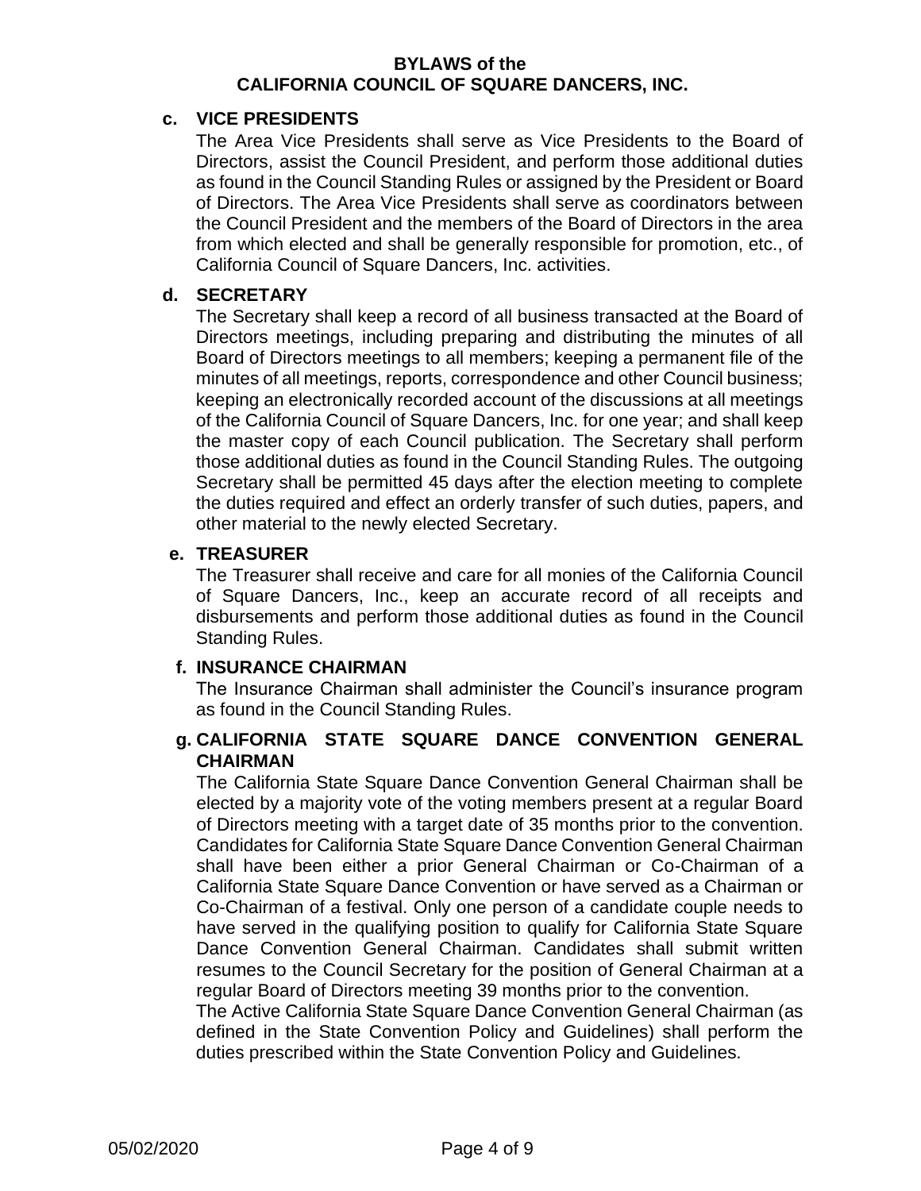### c. VICE PRESIDENTS

The Area Vice Presidents shall serve as Vice Presidents to the Board of Directors, assist the Council President, and perform those additional duties as found in the Council Standing Rules or assigned by the President or Board of Directors. The Area Vice Presidents shall serve as coordinators between the Council President and the members of the Board of Directors in the area from which elected and shall be generally responsible for promotion, etc., of California Council of Square Dancers, Inc. activities.

### d. SECRETARY

The Secretary shall keep a record of all business transacted at the Board of Directors meetings, including preparing and distributing the minutes of all Board of Directors meetings to all members; keeping a permanent file of the minutes of all meetings, reports, correspondence and other Council business; keeping an electronically recorded account of the discussions at all meetings of the California Council of Square Dancers, Inc. for one year; and shall keep the master copy of each Council publication. The Secretary shall perform those additional duties as found in the Council Standing Rules. The outgoing Secretary shall be permitted 45 days after the election meeting to complete the duties required and effect an orderly transfer of such duties, papers, and other material to the newly elected Secretary.

### e. TREASURER

The Treasurer shall receive and care for all monies of the California Council of Square Dancers, Inc., keep an accurate record of all receipts and disbursements and perform those additional duties as found in the Council Standing Rules.

### f. INSURANCE CHAIRMAN

The Insurance Chairman shall administer the Council's insurance program as found in the Council Standing Rules.

### g. CALIFORNIA STATE SQUARE DANCE CONVENTION GENERAL CHAIRMAN

The California State Square Dance Convention General Chairman shall be elected by a majority vote of the voting members present at a regular Board of Directors meeting with a target date of 35 months prior to the convention. Candidates for California State Square Dance Convention General Chairman shall have been either a prior General Chairman or Co-Chairman of a California State Square Dance Convention or have served as a Chairman or Co-Chairman of a festival. Only one person of a candidate couple needs to have served in the qualifying position to qualify for California State Square Dance Convention General Chairman. Candidates shall submit written resumes to the Council Secretary for the position of General Chairman at a regular Board of Directors meeting 39 months prior to the convention.

The Active California State Square Dance Convention General Chairman (as defined in the State Convention Policy and Guidelines) shall perform the duties prescribed within the State Convention Policy and Guidelines.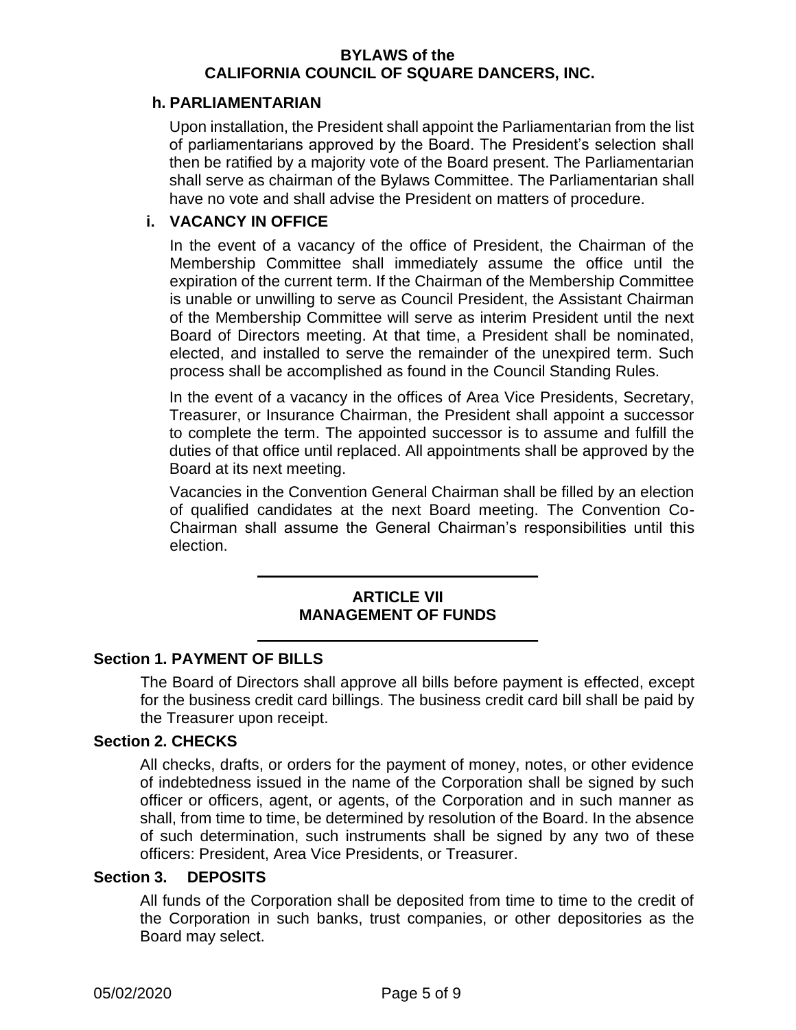#### h. PARLIAMENTARIAN

Upon installation, the President shall appoint the Parliamentarian from the list of parliamentarians approved by the Board. The President's selection shall then be ratified by a majority vote of the Board present. The Parliamentarian shall serve as chairman of the Bylaws Committee. The Parliamentarian shall have no vote and shall advise the President on matters of procedure.

#### i. VACANCY IN OFFICE

In the event of a vacancy of the office of President, the Chairman of the Membership Committee shall immediately assume the office until the expiration of the current term. If the Chairman of the Membership Committee is unable or unwilling to serve as Council President, the Assistant Chairman of the Membership Committee will serve as interim President until the next Board of Directors meeting. At that time, a President shall be nominated, elected, and installed to serve the remainder of the unexpired term. Such process shall be accomplished as found in the Council Standing Rules.

In the event of a vacancy in the offices of Area Vice Presidents, Secretary, Treasurer, or Insurance Chairman, the President shall appoint a successor to complete the term. The appointed successor is to assume and fulfill the duties of that office until replaced. All appointments shall be approved by the Board at its next meeting.

Vacancies in the Convention General Chairman shall be filled by an election of qualified candidates at the next Board meeting. The Convention Co-Chairman shall assume the General Chairman's responsibilities until this election.

---

## ARTICLE VII
## MANAGEMENT OF FUNDS

---

### Section 1. PAYMENT OF BILLS

The Board of Directors shall approve all bills before payment is effected, except for the business credit card billings. The business credit card bill shall be paid by the Treasurer upon receipt.

### Section 2. CHECKS

All checks, drafts, or orders for the payment of money, notes, or other evidence of indebtedness issued in the name of the Corporation shall be signed by such officer or officers, agent, or agents, of the Corporation and in such manner as shall, from time to time, be determined by resolution of the Board. In the absence of such determination, such instruments shall be signed by any two of these officers: President, Area Vice Presidents, or Treasurer.

### Section 3. DEPOSITS

All funds of the Corporation shall be deposited from time to time to the credit of the Corporation in such banks, trust companies, or other depositories as the Board may select.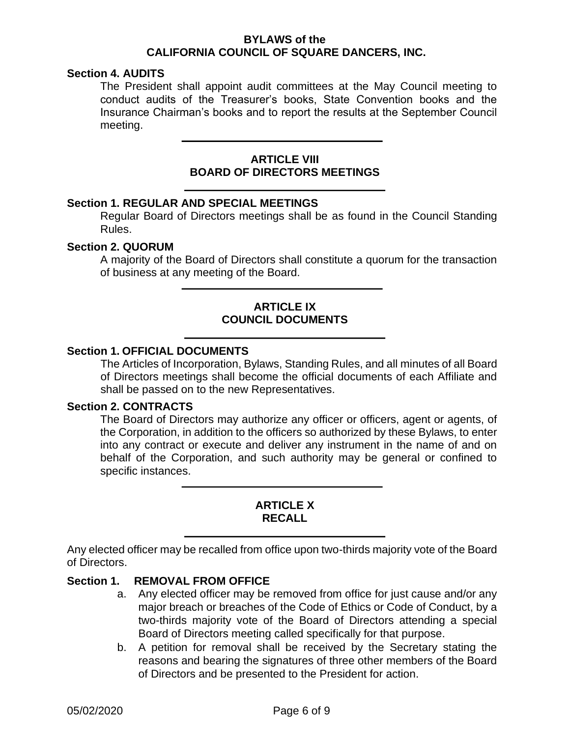### Section 4. AUDITS

The President shall appoint audit committees at the May Council meeting to conduct audits of the Treasurer's books, State Convention books and the Insurance Chairman's books and to report the results at the September Council meeting.

---

## ARTICLE VIII
## BOARD OF DIRECTORS MEETINGS

---

### Section 1. REGULAR AND SPECIAL MEETINGS

Regular Board of Directors meetings shall be as found in the Council Standing Rules.

### Section 2. QUORUM

A majority of the Board of Directors shall constitute a quorum for the transaction of business at any meeting of the Board.

---

## ARTICLE IX
## COUNCIL DOCUMENTS

---

### Section 1. OFFICIAL DOCUMENTS

The Articles of Incorporation, Bylaws, Standing Rules, and all minutes of all Board of Directors meetings shall become the official documents of each Affiliate and shall be passed on to the new Representatives.

### Section 2. CONTRACTS

The Board of Directors may authorize any officer or officers, agent or agents, of the Corporation, in addition to the officers so authorized by these Bylaws, to enter into any contract or execute and deliver any instrument in the name of and on behalf of the Corporation, and such authority may be general or confined to specific instances.

---

## ARTICLE X
## RECALL

---

Any elected officer may be recalled from office upon two-thirds majority vote of the Board of Directors.

### Section 1. REMOVAL FROM OFFICE

a. Any elected officer may be removed from office for just cause and/or any major breach or breaches of the Code of Ethics or Code of Conduct, by a two-thirds majority vote of the Board of Directors attending a special Board of Directors meeting called specifically for that purpose.

b. A petition for removal shall be received by the Secretary stating the reasons and bearing the signatures of three other members of the Board of Directors and be presented to the President for action.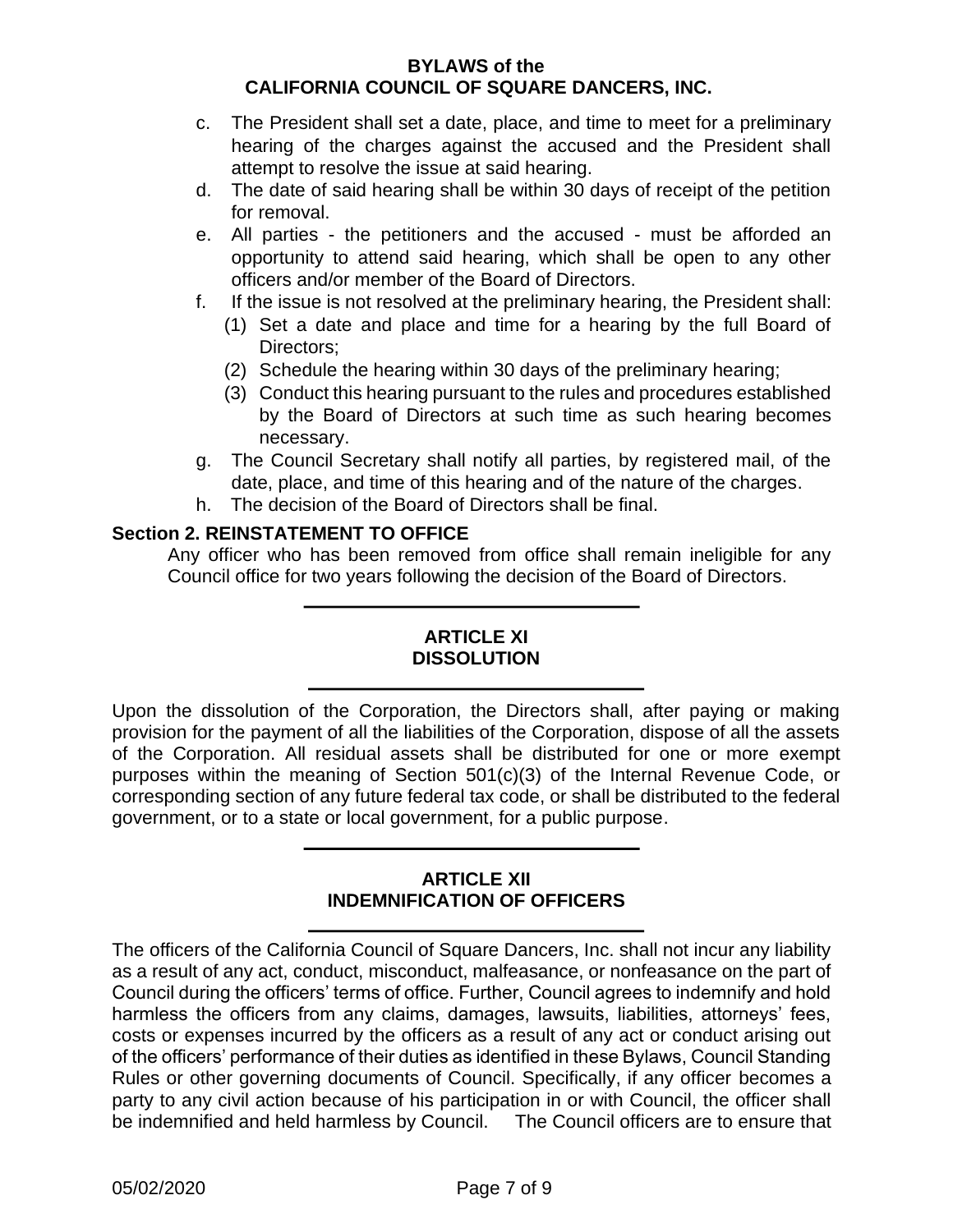c. The President shall set a date, place, and time to meet for a preliminary hearing of the charges against the accused and the President shall attempt to resolve the issue at said hearing.
d. The date of said hearing shall be within 30 days of receipt of the petition for removal.
e. All parties - the petitioners and the accused - must be afforded an opportunity to attend said hearing, which shall be open to any other officers and/or member of the Board of Directors.
f. If the issue is not resolved at the preliminary hearing, the President shall:
   (1) Set a date and place and time for a hearing by the full Board of Directors;
   (2) Schedule the hearing within 30 days of the preliminary hearing;
   (3) Conduct this hearing pursuant to the rules and procedures established by the Board of Directors at such time as such hearing becomes necessary.
g. The Council Secretary shall notify all parties, by registered mail, of the date, place, and time of this hearing and of the nature of the charges.
h. The decision of the Board of Directors shall be final.

### Section 2. REINSTATEMENT TO OFFICE

Any officer who has been removed from office shall remain ineligible for any Council office for two years following the decision of the Board of Directors.

---

## ARTICLE XI
## DISSOLUTION

---

Upon the dissolution of the Corporation, the Directors shall, after paying or making provision for the payment of all the liabilities of the Corporation, dispose of all the assets of the Corporation. All residual assets shall be distributed for one or more exempt purposes within the meaning of Section 501(c)(3) of the Internal Revenue Code, or corresponding section of any future federal tax code, or shall be distributed to the federal government, or to a state or local government, for a public purpose.

---

## ARTICLE XII
## INDEMNIFICATION OF OFFICERS

---

The officers of the California Council of Square Dancers, Inc. shall not incur any liability as a result of any act, conduct, misconduct, malfeasance, or nonfeasance on the part of Council during the officers' terms of office. Further, Council agrees to indemnify and hold harmless the officers from any claims, damages, lawsuits, liabilities, attorneys' fees, costs or expenses incurred by the officers as a result of any act or conduct arising out of the officers' performance of their duties as identified in these Bylaws, Council Standing Rules or other governing documents of Council. Specifically, if any officer becomes a party to any civil action because of his participation in or with Council, the officer shall be indemnified and held harmless by Council. The Council officers are to ensure that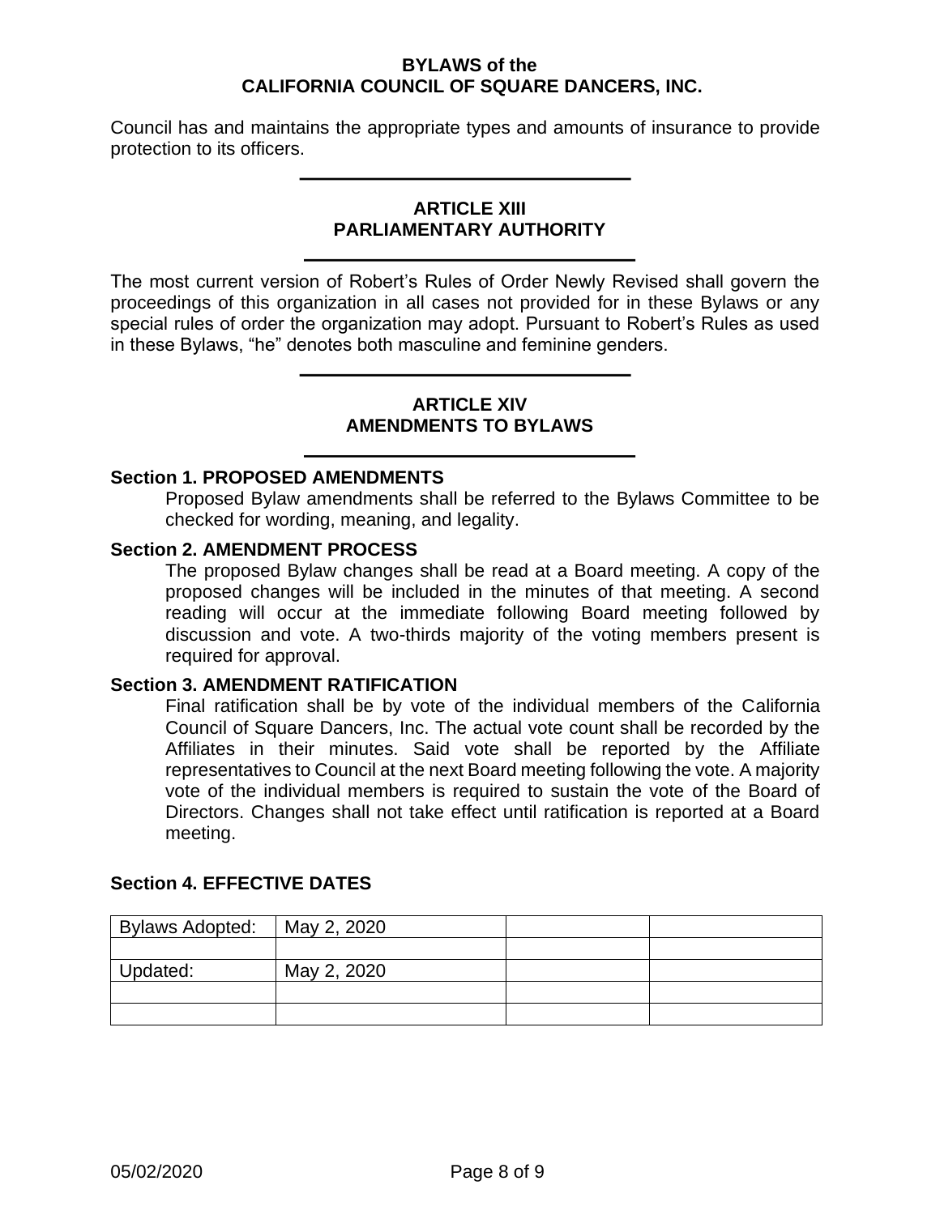Council has and maintains the appropriate types and amounts of insurance to provide protection to its officers.

## ARTICLE XIII
## PARLIAMENTARY AUTHORITY

The most current version of Robert's Rules of Order Newly Revised shall govern the proceedings of this organization in all cases not provided for in these Bylaws or any special rules of order the organization may adopt. Pursuant to Robert's Rules as used in these Bylaws, "he" denotes both masculine and feminine genders.

## ARTICLE XIV
## AMENDMENTS TO BYLAWS

### Section 1. PROPOSED AMENDMENTS

Proposed Bylaw amendments shall be referred to the Bylaws Committee to be checked for wording, meaning, and legality.

### Section 2. AMENDMENT PROCESS

The proposed Bylaw changes shall be read at a Board meeting. A copy of the proposed changes will be included in the minutes of that meeting. A second reading will occur at the immediate following Board meeting followed by discussion and vote. A two-thirds majority of the voting members present is required for approval.

### Section 3. AMENDMENT RATIFICATION

Final ratification shall be by vote of the individual members of the California Council of Square Dancers, Inc. The actual vote count shall be recorded by the Affiliates in their minutes. Said vote shall be reported by the Affiliate representatives to Council at the next Board meeting following the vote. A majority vote of the individual members is required to sustain the vote of the Board of Directors. Changes shall not take effect until ratification is reported at a Board meeting.

### Section 4. EFFECTIVE DATES

| Bylaws Adopted: | May 2, 2020 | | |
|---|---|---|---|
| | | | |
| Updated: | May 2, 2020 | | |
| | | | |
| | | | |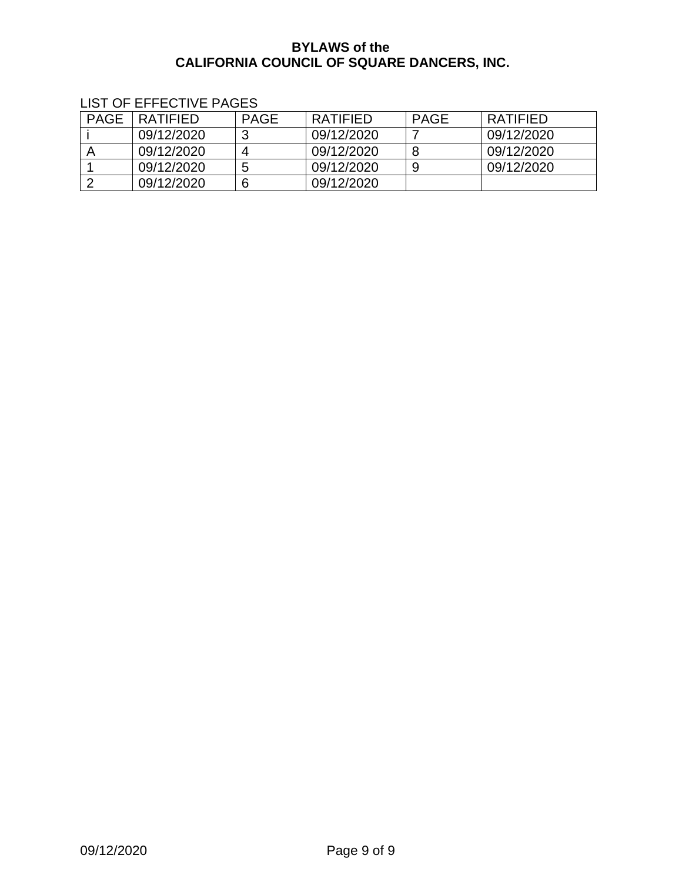LIST OF EFFECTIVE PAGES

| PAGE | RATIFIED | PAGE | RATIFIED | PAGE | RATIFIED |
|---|---|---|---|---|---|
| i | 09/12/2020 | 3 | 09/12/2020 | 7 | 09/12/2020 |
| A | 09/12/2020 | 4 | 09/12/2020 | 8 | 09/12/2020 |
| 1 | 09/12/2020 | 5 | 09/12/2020 | 9 | 09/12/2020 |
| 2 | 09/12/2020 | 6 | 09/12/2020 | | |